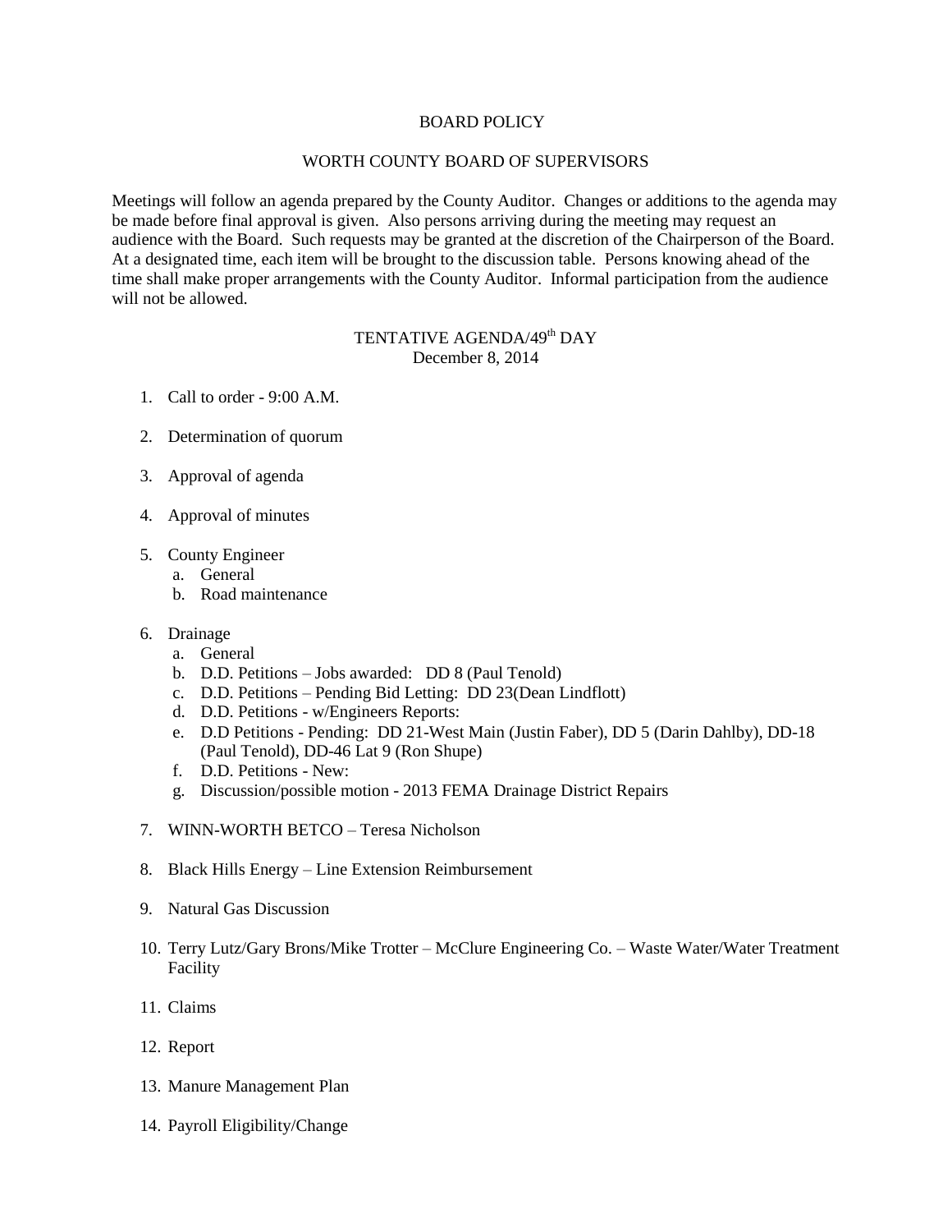# BOARD POLICY

## WORTH COUNTY BOARD OF SUPERVISORS

Meetings will follow an agenda prepared by the County Auditor. Changes or additions to the agenda may be made before final approval is given. Also persons arriving during the meeting may request an audience with the Board. Such requests may be granted at the discretion of the Chairperson of the Board. At a designated time, each item will be brought to the discussion table. Persons knowing ahead of the time shall make proper arrangements with the County Auditor. Informal participation from the audience will not be allowed.

## TENTATIVE AGENDA/49th DAY

December 8, 2014

1. Call to order - 9:00 A.M.

2. Determination of quorum

3. Approval of agenda

4. Approval of minutes

5. County Engineer
   a. General
   b. Road maintenance

6. Drainage
   a. General
   b. D.D. Petitions – Jobs awarded: DD 8 (Paul Tenold)
   c. D.D. Petitions – Pending Bid Letting: DD 23(Dean Lindflott)
   d. D.D. Petitions - w/Engineers Reports:
   e. D.D Petitions - Pending: DD 21-West Main (Justin Faber), DD 5 (Darin Dahlby), DD-18 (Paul Tenold), DD-46 Lat 9 (Ron Shupe)
   f. D.D. Petitions - New:
   g. Discussion/possible motion - 2013 FEMA Drainage District Repairs

7. WINN-WORTH BETCO – Teresa Nicholson

8. Black Hills Energy – Line Extension Reimbursement

9. Natural Gas Discussion

10. Terry Lutz/Gary Brons/Mike Trotter – McClure Engineering Co. – Waste Water/Water Treatment Facility

11. Claims

12. Report

13. Manure Management Plan

14. Payroll Eligibility/Change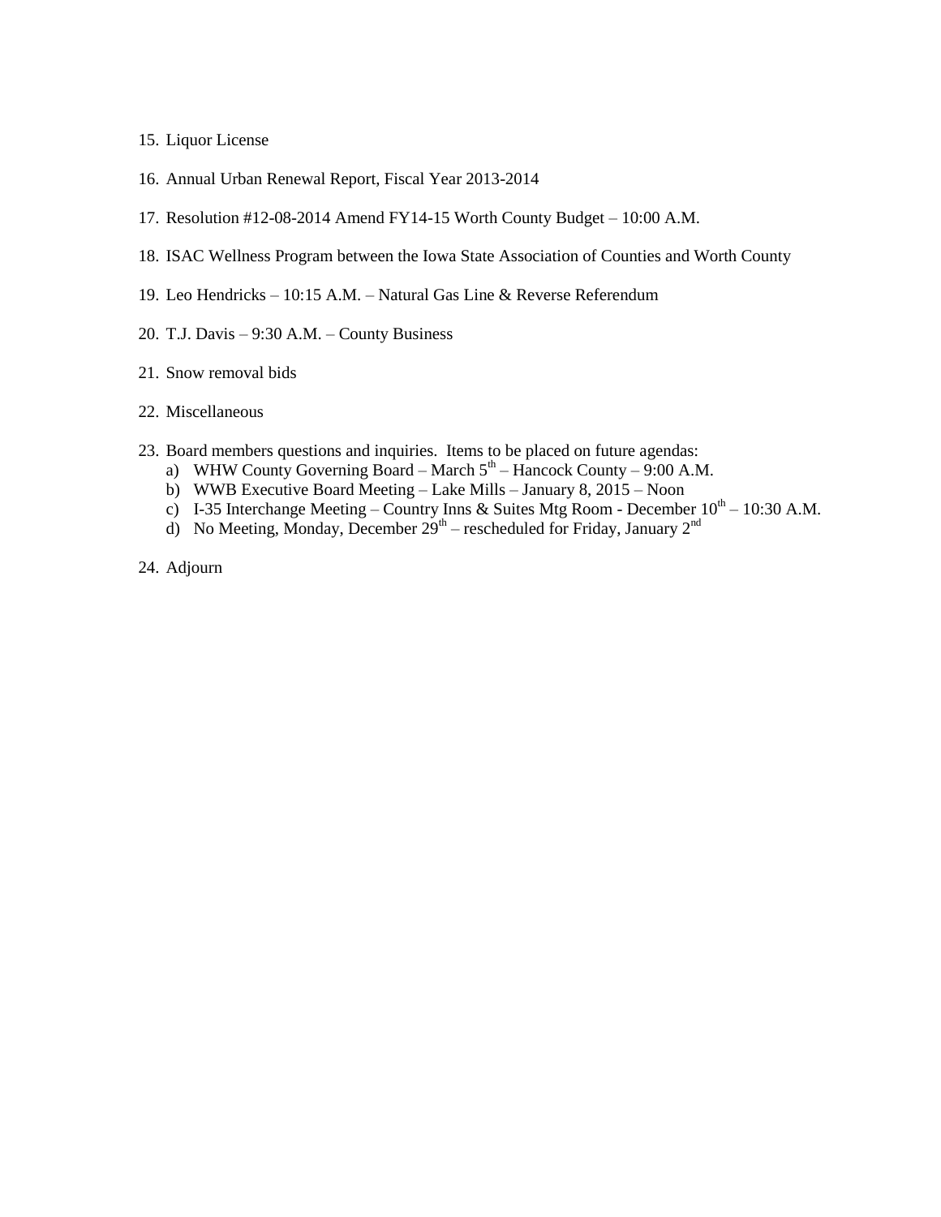15. Liquor License

16. Annual Urban Renewal Report, Fiscal Year 2013-2014

17. Resolution #12-08-2014 Amend FY14-15 Worth County Budget – 10:00 A.M.

18. ISAC Wellness Program between the Iowa State Association of Counties and Worth County

19. Leo Hendricks – 10:15 A.M. – Natural Gas Line & Reverse Referendum

20. T.J. Davis – 9:30 A.M. – County Business

21. Snow removal bids

22. Miscellaneous

23. Board members questions and inquiries. Items to be placed on future agendas:
    a) WHW County Governing Board – March 5th – Hancock County – 9:00 A.M.
    b) WWB Executive Board Meeting – Lake Mills – January 8, 2015 – Noon
    c) I-35 Interchange Meeting – Country Inns & Suites Mtg Room - December 10th – 10:30 A.M.
    d) No Meeting, Monday, December 29th – rescheduled for Friday, January 2nd

24. Adjourn